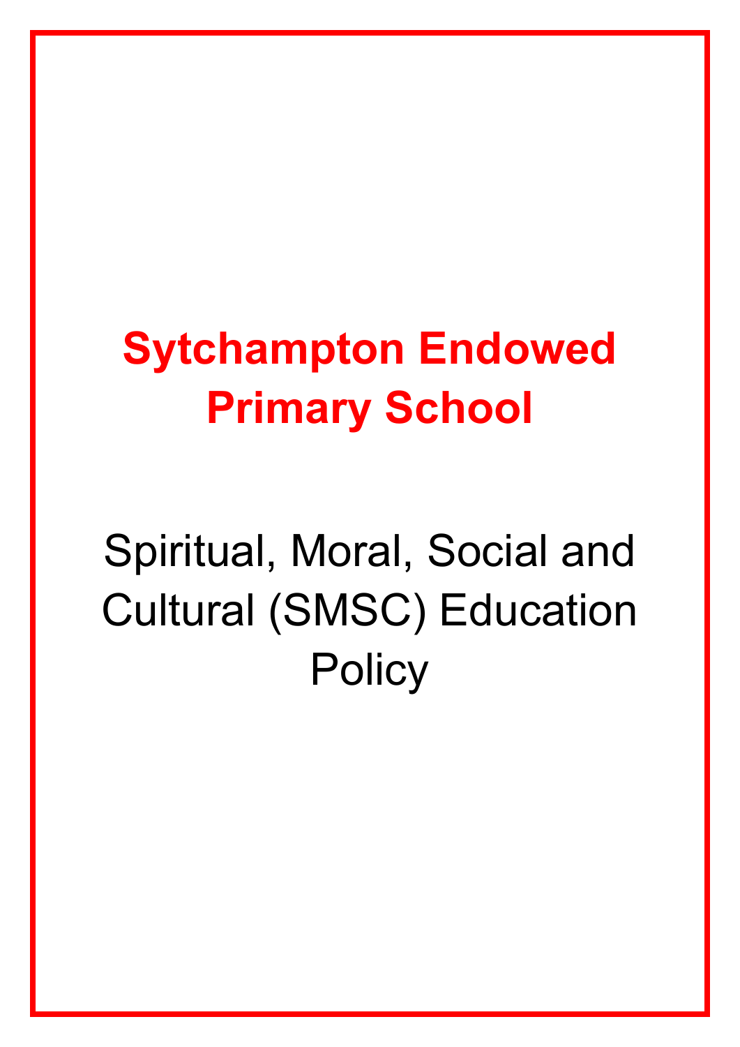# Sytchampton Endowed Primary School

## Spiritual, Moral, Social and Cultural (SMSC) Education Policy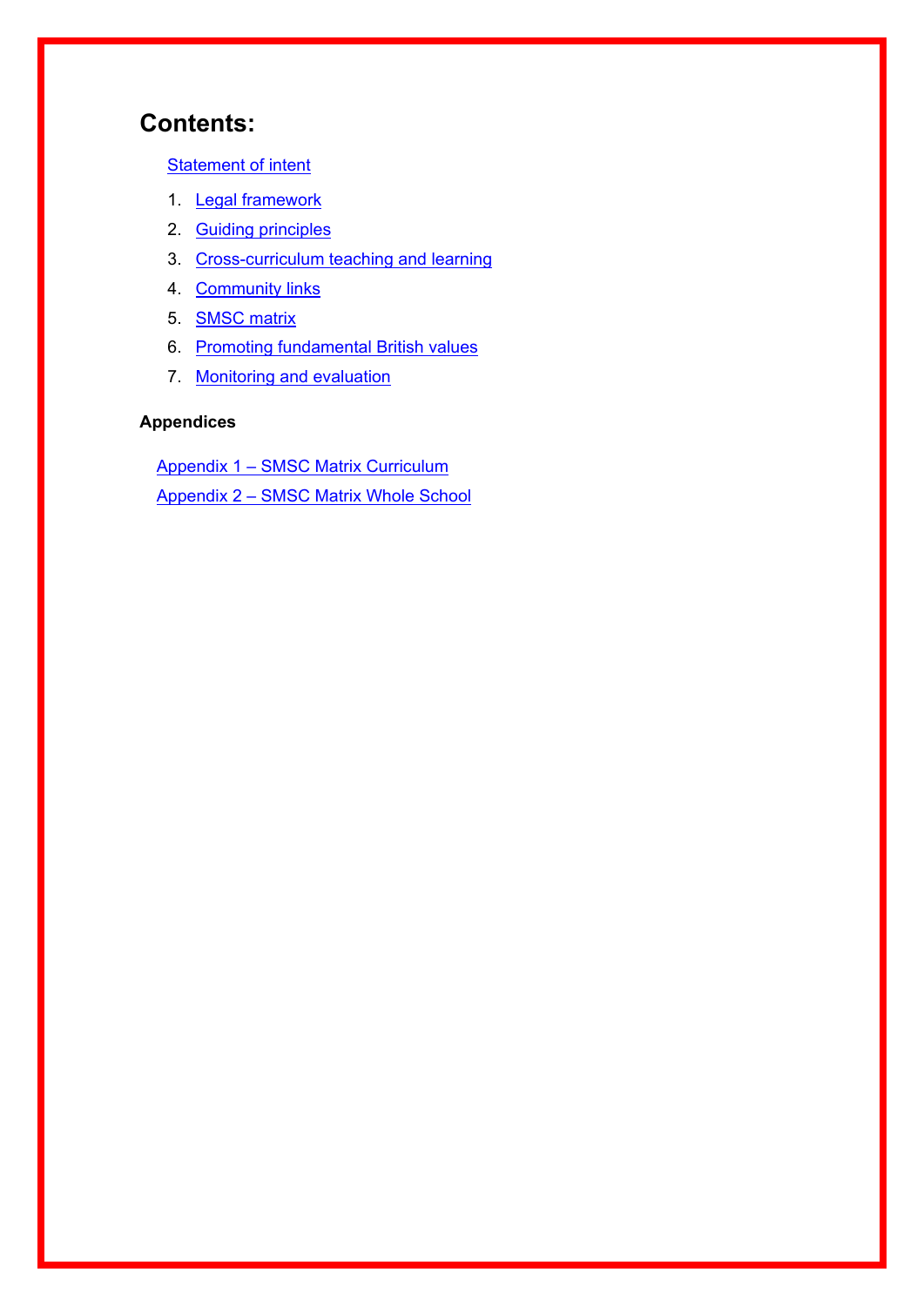## Contents:

Statement of intent

1. Legal framework
2. Guiding principles
3. Cross-curriculum teaching and learning
4. Community links
5. SMSC matrix
6. Promoting fundamental British values
7. Monitoring and evaluation

**Appendices**

Appendix 1 – SMSC Matrix Curriculum

Appendix 2 – SMSC Matrix Whole School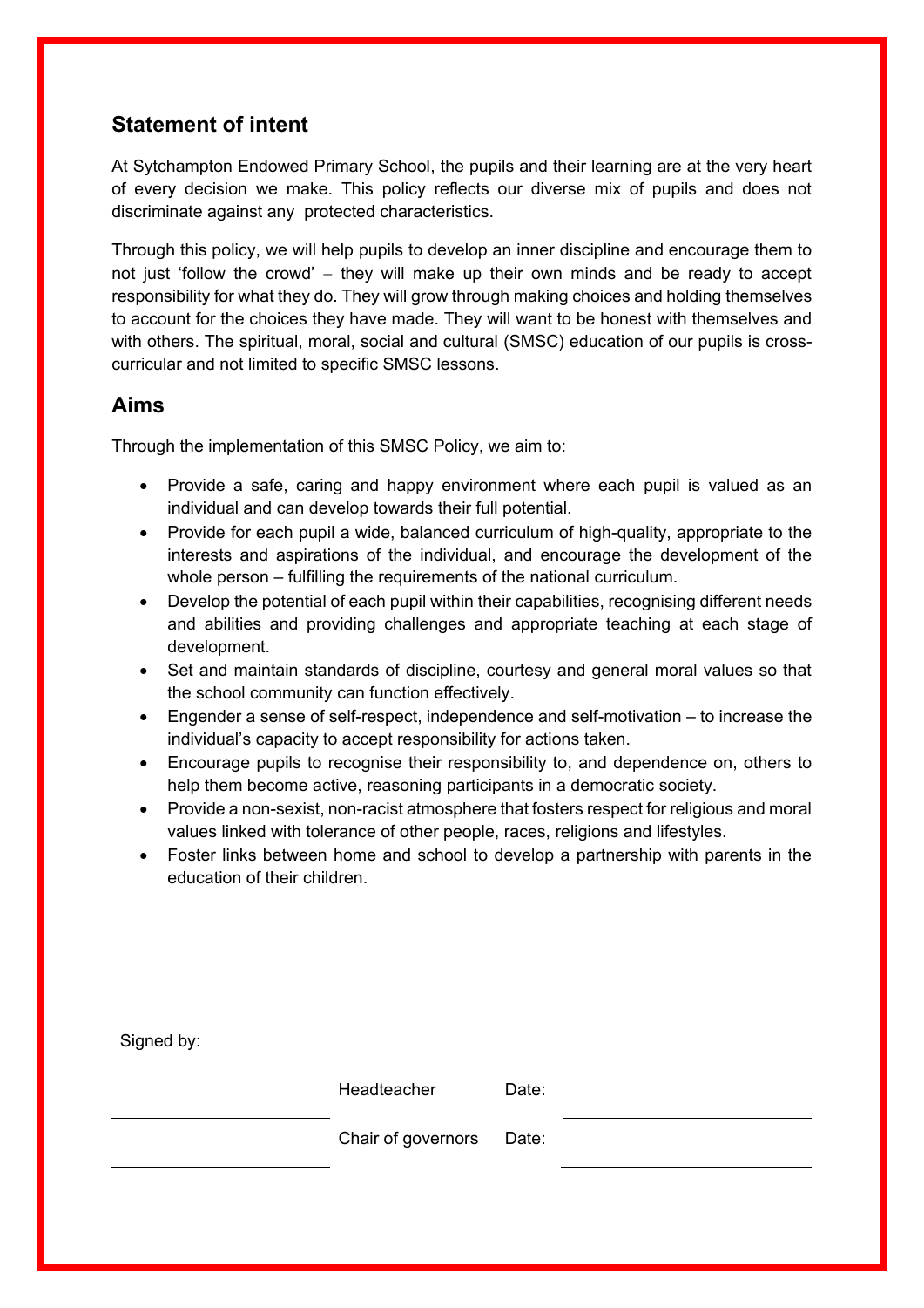## Statement of intent

At Sytchampton Endowed Primary School, the pupils and their learning are at the very heart of every decision we make. This policy reflects our diverse mix of pupils and does not discriminate against any protected characteristics.

Through this policy, we will help pupils to develop an inner discipline and encourage them to not just ‘follow the crowd’ – they will make up their own minds and be ready to accept responsibility for what they do. They will grow through making choices and holding themselves to account for the choices they have made. They will want to be honest with themselves and with others. The spiritual, moral, social and cultural (SMSC) education of our pupils is cross-curricular and not limited to specific SMSC lessons.

## Aims

Through the implementation of this SMSC Policy, we aim to:

- Provide a safe, caring and happy environment where each pupil is valued as an individual and can develop towards their full potential.
- Provide for each pupil a wide, balanced curriculum of high-quality, appropriate to the interests and aspirations of the individual, and encourage the development of the whole person – fulfilling the requirements of the national curriculum.
- Develop the potential of each pupil within their capabilities, recognising different needs and abilities and providing challenges and appropriate teaching at each stage of development.
- Set and maintain standards of discipline, courtesy and general moral values so that the school community can function effectively.
- Engender a sense of self-respect, independence and self-motivation – to increase the individual’s capacity to accept responsibility for actions taken.
- Encourage pupils to recognise their responsibility to, and dependence on, others to help them become active, reasoning participants in a democratic society.
- Provide a non-sexist, non-racist atmosphere that fosters respect for religious and moral values linked with tolerance of other people, races, religions and lifestyles.
- Foster links between home and school to develop a partnership with parents in the education of their children.

Signed by:

| | | | |
|---|---|---|---|
| ______________________ | Headteacher | Date: | ______________________ |
| ______________________ | Chair of governors | Date: | ______________________ |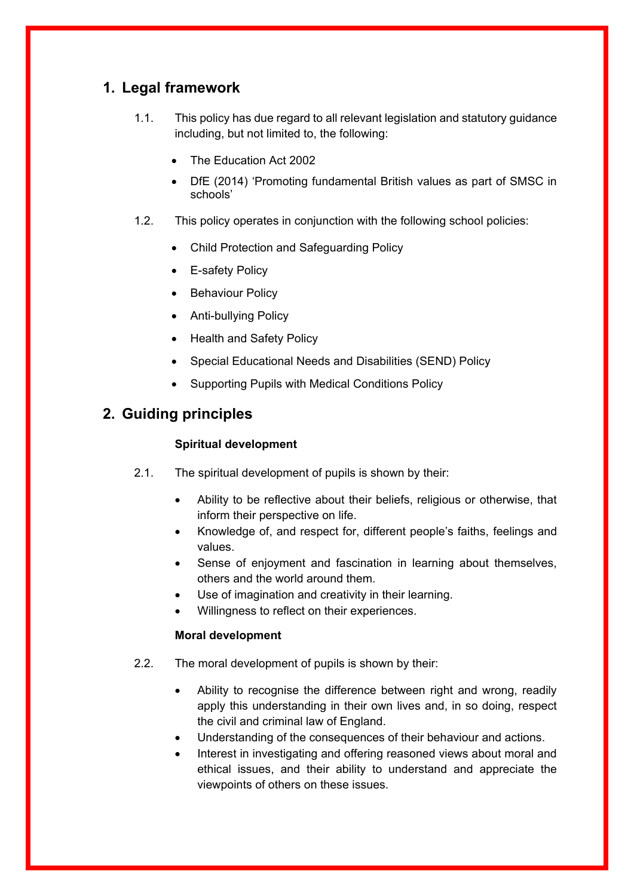## 1. Legal framework

1.1. This policy has due regard to all relevant legislation and statutory guidance including, but not limited to, the following:

- The Education Act 2002
- DfE (2014) 'Promoting fundamental British values as part of SMSC in schools'

1.2. This policy operates in conjunction with the following school policies:

- Child Protection and Safeguarding Policy
- E-safety Policy
- Behaviour Policy
- Anti-bullying Policy
- Health and Safety Policy
- Special Educational Needs and Disabilities (SEND) Policy
- Supporting Pupils with Medical Conditions Policy

## 2. Guiding principles

**Spiritual development**

2.1. The spiritual development of pupils is shown by their:

- Ability to be reflective about their beliefs, religious or otherwise, that inform their perspective on life.
- Knowledge of, and respect for, different people's faiths, feelings and values.
- Sense of enjoyment and fascination in learning about themselves, others and the world around them.
- Use of imagination and creativity in their learning.
- Willingness to reflect on their experiences.

**Moral development**

2.2. The moral development of pupils is shown by their:

- Ability to recognise the difference between right and wrong, readily apply this understanding in their own lives and, in so doing, respect the civil and criminal law of England.
- Understanding of the consequences of their behaviour and actions.
- Interest in investigating and offering reasoned views about moral and ethical issues, and their ability to understand and appreciate the viewpoints of others on these issues.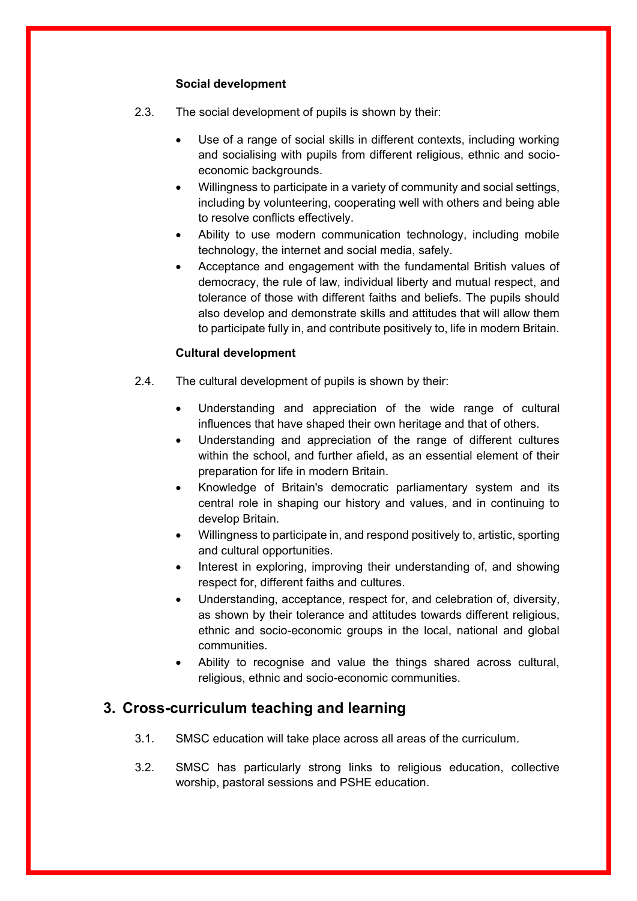**Social development**

2.3. The social development of pupils is shown by their:

- Use of a range of social skills in different contexts, including working and socialising with pupils from different religious, ethnic and socio-economic backgrounds.
- Willingness to participate in a variety of community and social settings, including by volunteering, cooperating well with others and being able to resolve conflicts effectively.
- Ability to use modern communication technology, including mobile technology, the internet and social media, safely.
- Acceptance and engagement with the fundamental British values of democracy, the rule of law, individual liberty and mutual respect, and tolerance of those with different faiths and beliefs. The pupils should also develop and demonstrate skills and attitudes that will allow them to participate fully in, and contribute positively to, life in modern Britain.

**Cultural development**

2.4. The cultural development of pupils is shown by their:

- Understanding and appreciation of the wide range of cultural influences that have shaped their own heritage and that of others.
- Understanding and appreciation of the range of different cultures within the school, and further afield, as an essential element of their preparation for life in modern Britain.
- Knowledge of Britain's democratic parliamentary system and its central role in shaping our history and values, and in continuing to develop Britain.
- Willingness to participate in, and respond positively to, artistic, sporting and cultural opportunities.
- Interest in exploring, improving their understanding of, and showing respect for, different faiths and cultures.
- Understanding, acceptance, respect for, and celebration of, diversity, as shown by their tolerance and attitudes towards different religious, ethnic and socio-economic groups in the local, national and global communities.
- Ability to recognise and value the things shared across cultural, religious, ethnic and socio-economic communities.

## 3. Cross-curriculum teaching and learning

3.1. SMSC education will take place across all areas of the curriculum.

3.2. SMSC has particularly strong links to religious education, collective worship, pastoral sessions and PSHE education.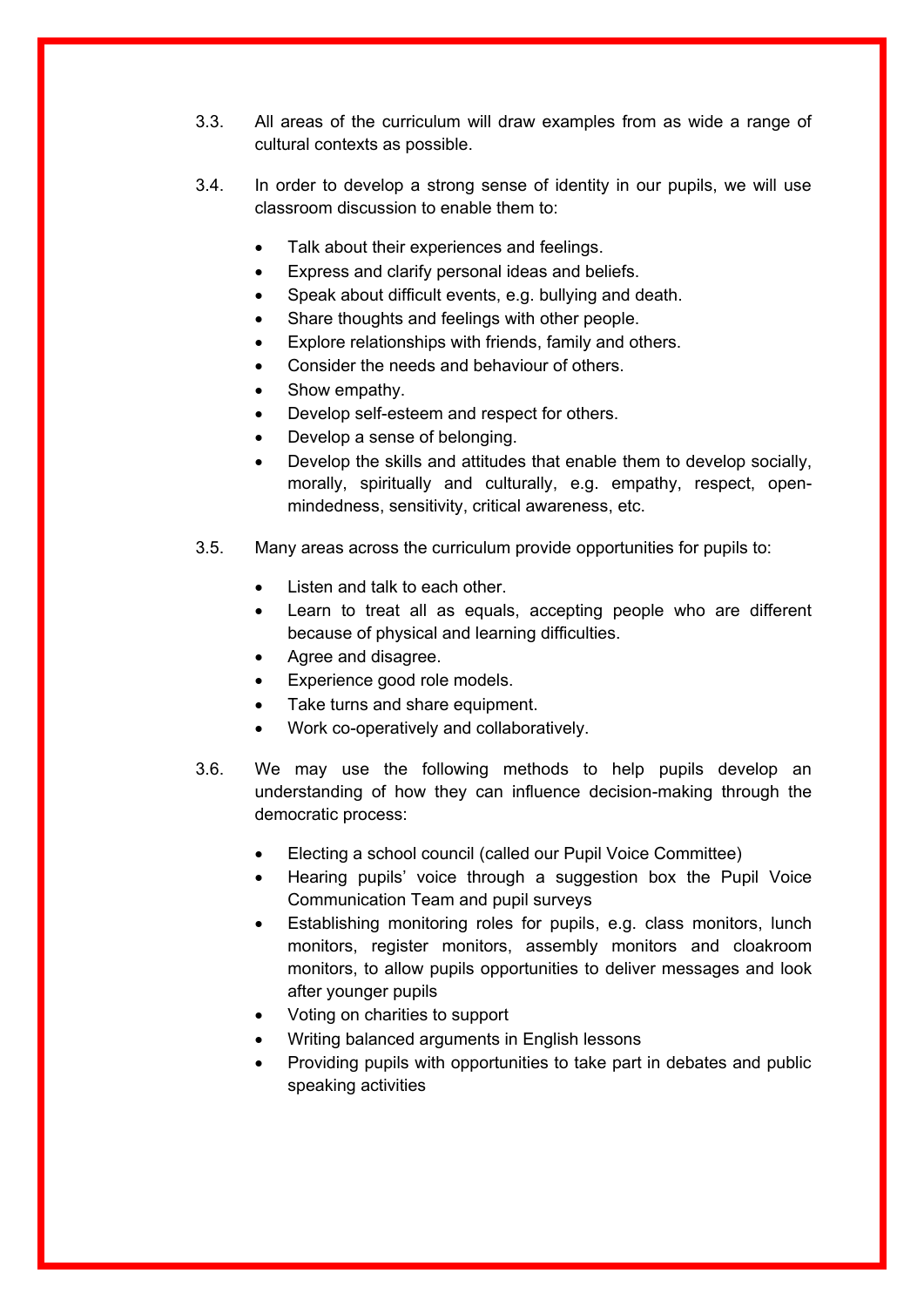3.3. All areas of the curriculum will draw examples from as wide a range of cultural contexts as possible.

3.4. In order to develop a strong sense of identity in our pupils, we will use classroom discussion to enable them to:

- Talk about their experiences and feelings.
- Express and clarify personal ideas and beliefs.
- Speak about difficult events, e.g. bullying and death.
- Share thoughts and feelings with other people.
- Explore relationships with friends, family and others.
- Consider the needs and behaviour of others.
- Show empathy.
- Develop self-esteem and respect for others.
- Develop a sense of belonging.
- Develop the skills and attitudes that enable them to develop socially, morally, spiritually and culturally, e.g. empathy, respect, open-mindedness, sensitivity, critical awareness, etc.

3.5. Many areas across the curriculum provide opportunities for pupils to:

- Listen and talk to each other.
- Learn to treat all as equals, accepting people who are different because of physical and learning difficulties.
- Agree and disagree.
- Experience good role models.
- Take turns and share equipment.
- Work co-operatively and collaboratively.

3.6. We may use the following methods to help pupils develop an understanding of how they can influence decision-making through the democratic process:

- Electing a school council (called our Pupil Voice Committee)
- Hearing pupils' voice through a suggestion box the Pupil Voice Communication Team and pupil surveys
- Establishing monitoring roles for pupils, e.g. class monitors, lunch monitors, register monitors, assembly monitors and cloakroom monitors, to allow pupils opportunities to deliver messages and look after younger pupils
- Voting on charities to support
- Writing balanced arguments in English lessons
- Providing pupils with opportunities to take part in debates and public speaking activities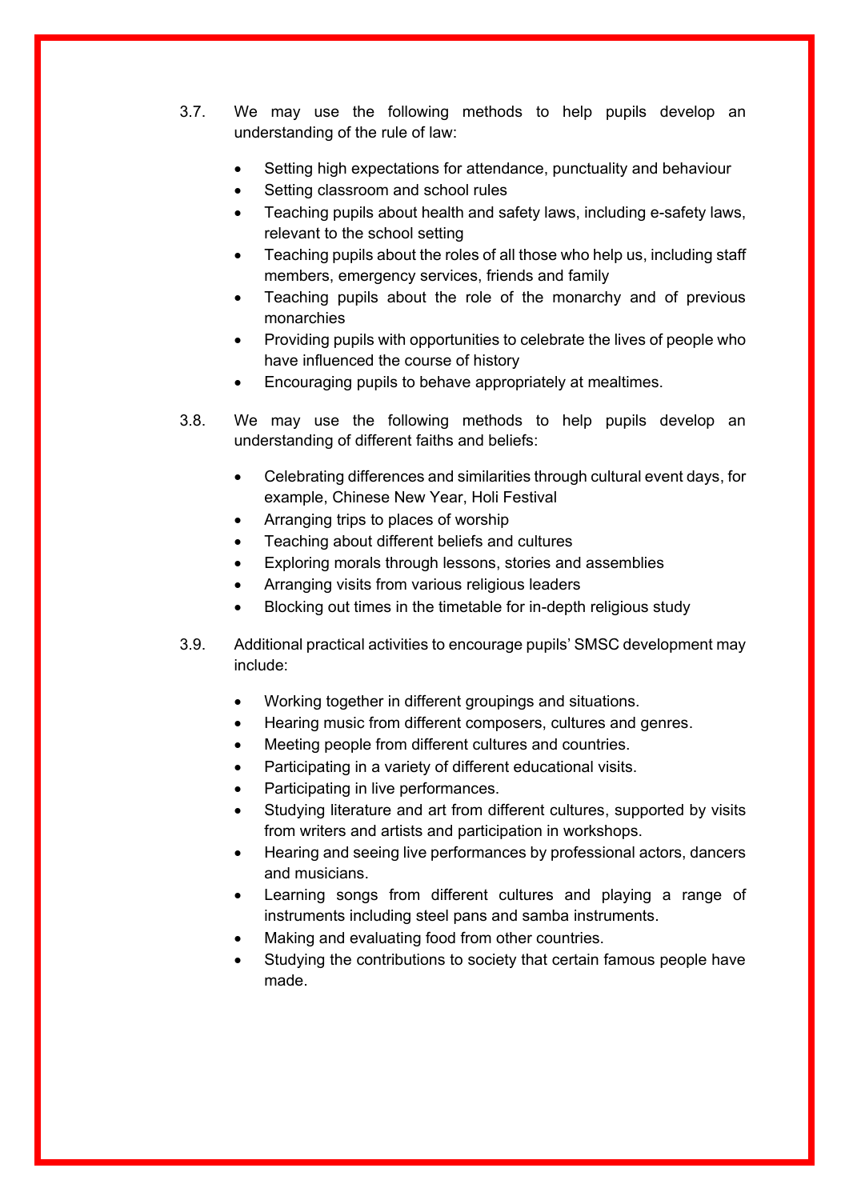3.7. We may use the following methods to help pupils develop an understanding of the rule of law:

- Setting high expectations for attendance, punctuality and behaviour
- Setting classroom and school rules
- Teaching pupils about health and safety laws, including e-safety laws, relevant to the school setting
- Teaching pupils about the roles of all those who help us, including staff members, emergency services, friends and family
- Teaching pupils about the role of the monarchy and of previous monarchies
- Providing pupils with opportunities to celebrate the lives of people who have influenced the course of history
- Encouraging pupils to behave appropriately at mealtimes.

3.8. We may use the following methods to help pupils develop an understanding of different faiths and beliefs:

- Celebrating differences and similarities through cultural event days, for example, Chinese New Year, Holi Festival
- Arranging trips to places of worship
- Teaching about different beliefs and cultures
- Exploring morals through lessons, stories and assemblies
- Arranging visits from various religious leaders
- Blocking out times in the timetable for in-depth religious study

3.9. Additional practical activities to encourage pupils' SMSC development may include:

- Working together in different groupings and situations.
- Hearing music from different composers, cultures and genres.
- Meeting people from different cultures and countries.
- Participating in a variety of different educational visits.
- Participating in live performances.
- Studying literature and art from different cultures, supported by visits from writers and artists and participation in workshops.
- Hearing and seeing live performances by professional actors, dancers and musicians.
- Learning songs from different cultures and playing a range of instruments including steel pans and samba instruments.
- Making and evaluating food from other countries.
- Studying the contributions to society that certain famous people have made.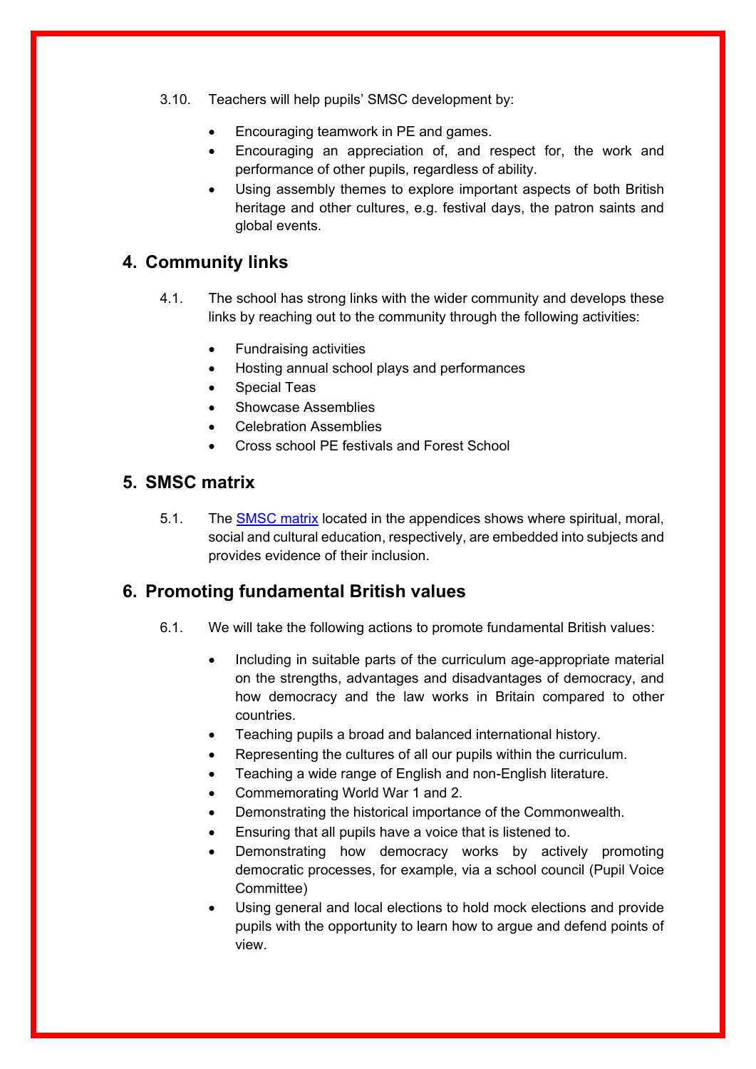3.10. Teachers will help pupils' SMSC development by:

- Encouraging teamwork in PE and games.
- Encouraging an appreciation of, and respect for, the work and performance of other pupils, regardless of ability.
- Using assembly themes to explore important aspects of both British heritage and other cultures, e.g. festival days, the patron saints and global events.

## 4. Community links

4.1. The school has strong links with the wider community and develops these links by reaching out to the community through the following activities:

- Fundraising activities
- Hosting annual school plays and performances
- Special Teas
- Showcase Assemblies
- Celebration Assemblies
- Cross school PE festivals and Forest School

## 5. SMSC matrix

5.1. The [SMSC matrix] located in the appendices shows where spiritual, moral, social and cultural education, respectively, are embedded into subjects and provides evidence of their inclusion.

## 6. Promoting fundamental British values

6.1. We will take the following actions to promote fundamental British values:

- Including in suitable parts of the curriculum age-appropriate material on the strengths, advantages and disadvantages of democracy, and how democracy and the law works in Britain compared to other countries.
- Teaching pupils a broad and balanced international history.
- Representing the cultures of all our pupils within the curriculum.
- Teaching a wide range of English and non-English literature.
- Commemorating World War 1 and 2.
- Demonstrating the historical importance of the Commonwealth.
- Ensuring that all pupils have a voice that is listened to.
- Demonstrating how democracy works by actively promoting democratic processes, for example, via a school council (Pupil Voice Committee)
- Using general and local elections to hold mock elections and provide pupils with the opportunity to learn how to argue and defend points of view.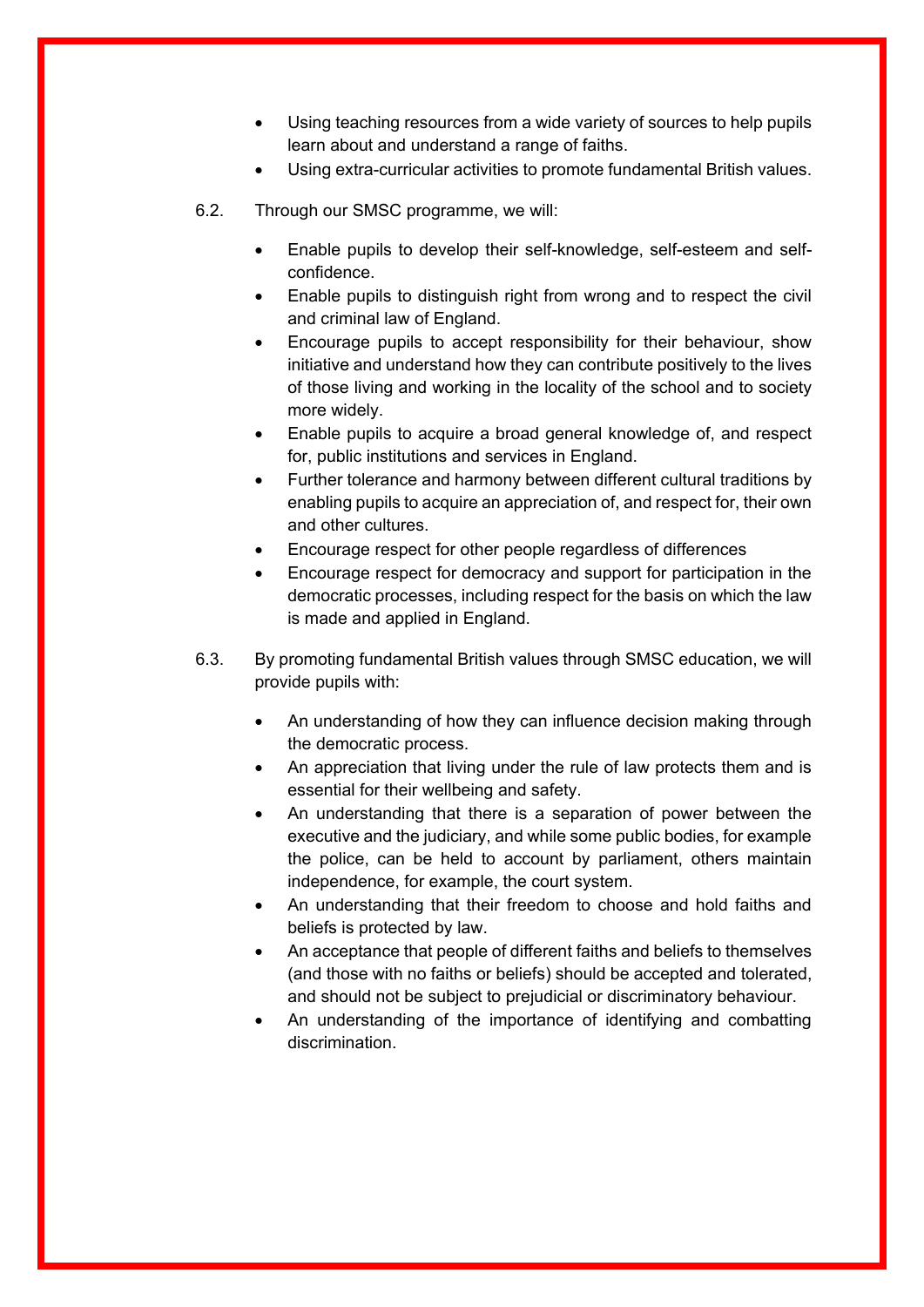- Using teaching resources from a wide variety of sources to help pupils learn about and understand a range of faiths.
- Using extra-curricular activities to promote fundamental British values.

6.2. Through our SMSC programme, we will:

- Enable pupils to develop their self-knowledge, self-esteem and self-confidence.
- Enable pupils to distinguish right from wrong and to respect the civil and criminal law of England.
- Encourage pupils to accept responsibility for their behaviour, show initiative and understand how they can contribute positively to the lives of those living and working in the locality of the school and to society more widely.
- Enable pupils to acquire a broad general knowledge of, and respect for, public institutions and services in England.
- Further tolerance and harmony between different cultural traditions by enabling pupils to acquire an appreciation of, and respect for, their own and other cultures.
- Encourage respect for other people regardless of differences
- Encourage respect for democracy and support for participation in the democratic processes, including respect for the basis on which the law is made and applied in England.

6.3. By promoting fundamental British values through SMSC education, we will provide pupils with:

- An understanding of how they can influence decision making through the democratic process.
- An appreciation that living under the rule of law protects them and is essential for their wellbeing and safety.
- An understanding that there is a separation of power between the executive and the judiciary, and while some public bodies, for example the police, can be held to account by parliament, others maintain independence, for example, the court system.
- An understanding that their freedom to choose and hold faiths and beliefs is protected by law.
- An acceptance that people of different faiths and beliefs to themselves (and those with no faiths or beliefs) should be accepted and tolerated, and should not be subject to prejudicial or discriminatory behaviour.
- An understanding of the importance of identifying and combatting discrimination.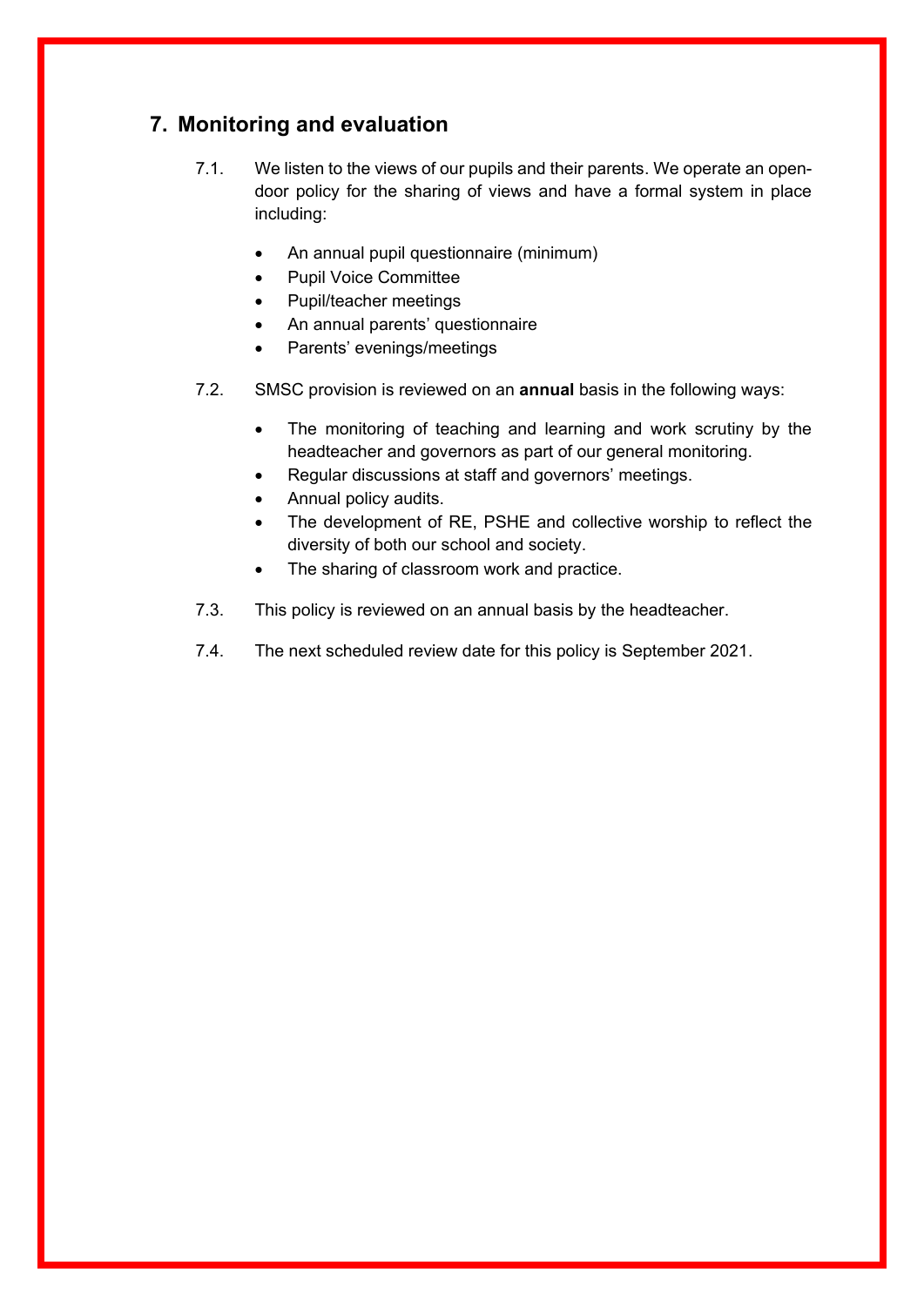## 7. Monitoring and evaluation

7.1. We listen to the views of our pupils and their parents. We operate an open-door policy for the sharing of views and have a formal system in place including:

- An annual pupil questionnaire (minimum)
- Pupil Voice Committee
- Pupil/teacher meetings
- An annual parents' questionnaire
- Parents' evenings/meetings

7.2. SMSC provision is reviewed on an **annual** basis in the following ways:

- The monitoring of teaching and learning and work scrutiny by the headteacher and governors as part of our general monitoring.
- Regular discussions at staff and governors' meetings.
- Annual policy audits.
- The development of RE, PSHE and collective worship to reflect the diversity of both our school and society.
- The sharing of classroom work and practice.

7.3. This policy is reviewed on an annual basis by the headteacher.

7.4. The next scheduled review date for this policy is September 2021.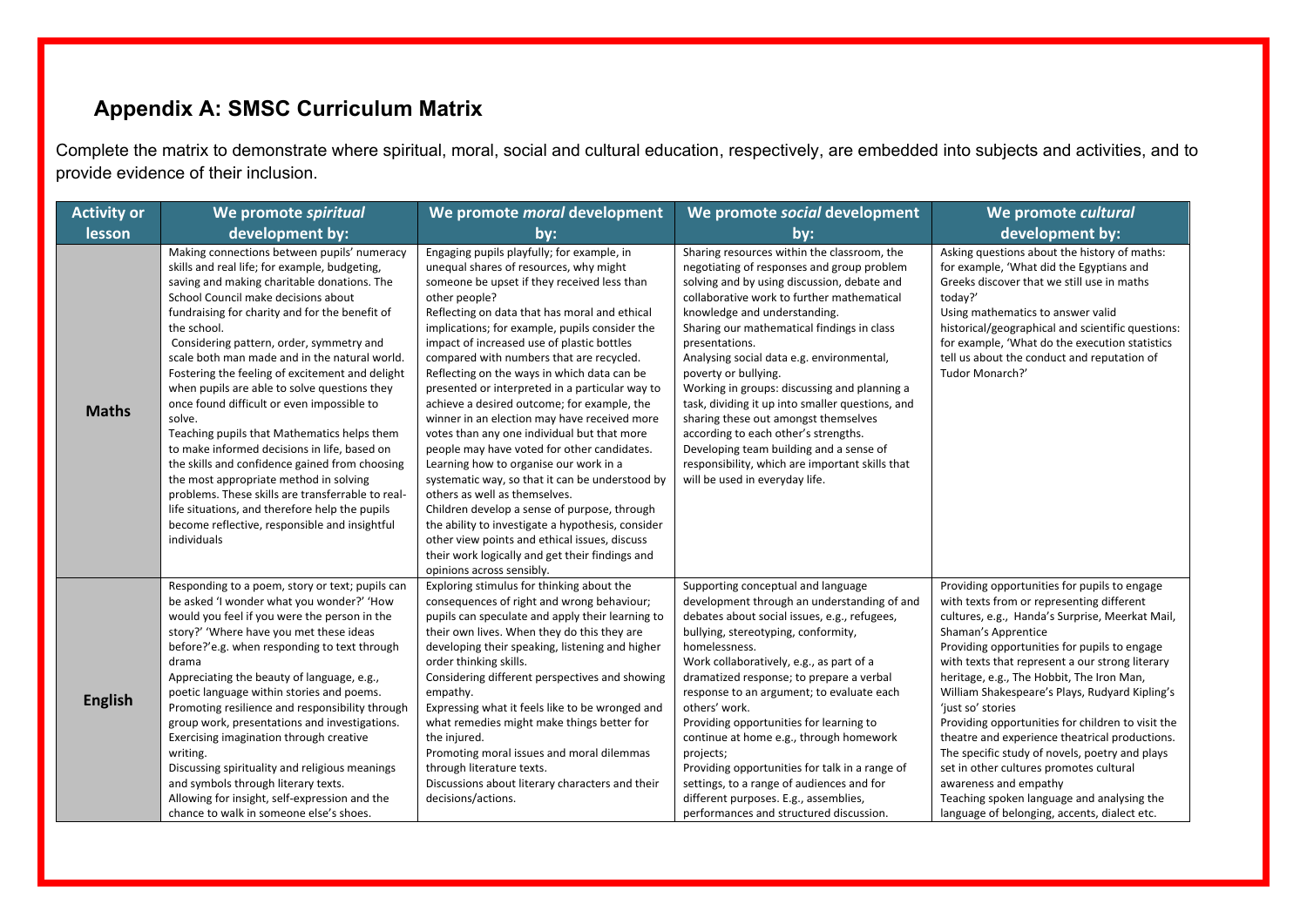## Appendix A: SMSC Curriculum Matrix

Complete the matrix to demonstrate where spiritual, moral, social and cultural education, respectively, are embedded into subjects and activities, and to provide evidence of their inclusion.

| Activity or lesson | We promote *spiritual* development by: | We promote *moral* development by: | We promote *social* development by: | We promote *cultural* development by: |
|---|---|---|---|---|
| **Maths** | Making connections between pupils' numeracy skills and real life; for example, budgeting, saving and making charitable donations. The School Council make decisions about fundraising for charity and for the benefit of the school.<br>Considering pattern, order, symmetry and scale both man made and in the natural world. Fostering the feeling of excitement and delight when pupils are able to solve questions they once found difficult or even impossible to solve.<br>Teaching pupils that Mathematics helps them to make informed decisions in life, based on the skills and confidence gained from choosing the most appropriate method in solving problems. These skills are transferrable to real-life situations, and therefore help the pupils become reflective, responsible and insightful individuals | Engaging pupils playfully; for example, in unequal shares of resources, why might someone be upset if they received less than other people?<br>Reflecting on data that has moral and ethical implications; for example, pupils consider the impact of increased use of plastic bottles compared with numbers that are recycled. Reflecting on the ways in which data can be presented or interpreted in a particular way to achieve a desired outcome; for example, the winner in an election may have received more votes than any one individual but that more people may have voted for other candidates. Learning how to organise our work in a systematic way, so that it can be understood by others as well as themselves.<br>Children develop a sense of purpose, through the ability to investigate a hypothesis, consider other view points and ethical issues, discuss their work logically and get their findings and opinions across sensibly. | Sharing resources within the classroom, the negotiating of responses and group problem solving and by using discussion, debate and collaborative work to further mathematical knowledge and understanding.<br>Sharing our mathematical findings in class presentations.<br>Analysing social data e.g. environmental, poverty or bullying.<br>Working in groups: discussing and planning a task, dividing it up into smaller questions, and sharing these out amongst themselves according to each other's strengths.<br>Developing team building and a sense of responsibility, which are important skills that will be used in everyday life. | Asking questions about the history of maths: for example, 'What did the Egyptians and Greeks discover that we still use in maths today?'<br>Using mathematics to answer valid historical/geographical and scientific questions: for example, 'What do the execution statistics tell us about the conduct and reputation of Tudor Monarch?' |
| **English** | Responding to a poem, story or text; pupils can be asked 'I wonder what you wonder?' 'How would you feel if you were the person in the story?' 'Where have you met these ideas before?'e.g. when responding to text through drama<br>Appreciating the beauty of language, e.g., poetic language within stories and poems.<br>Promoting resilience and responsibility through group work, presentations and investigations.<br>Exercising imagination through creative writing.<br>Discussing spirituality and religious meanings and symbols through literary texts.<br>Allowing for insight, self-expression and the chance to walk in someone else's shoes. | Exploring stimulus for thinking about the consequences of right and wrong behaviour; pupils can speculate and apply their learning to their own lives. When they do this they are developing their speaking, listening and higher order thinking skills.<br>Considering different perspectives and showing empathy.<br>Expressing what it feels like to be wronged and what remedies might make things better for the injured.<br>Promoting moral issues and moral dilemmas through literature texts.<br>Discussions about literary characters and their decisions/actions. | Supporting conceptual and language development through an understanding of and debates about social issues, e.g., refugees, bullying, stereotyping, conformity, homelessness.<br>Work collaboratively, e.g., as part of a dramatized response; to prepare a verbal response to an argument; to evaluate each others' work.<br>Providing opportunities for learning to continue at home e.g., through homework projects;<br>Providing opportunities for talk in a range of settings, to a range of audiences and for different purposes. E.g., assemblies, performances and structured discussion. | Providing opportunities for pupils to engage with texts from or representing different cultures, e.g., Handa's Surprise, Meerkat Mail, Shaman's Apprentice<br>Providing opportunities for pupils to engage with texts that represent a our strong literary heritage, e.g., The Hobbit, The Iron Man, William Shakespeare's Plays, Rudyard Kipling's 'just so' stories<br>Providing opportunities for children to visit the theatre and experience theatrical productions. The specific study of novels, poetry and plays set in other cultures promotes cultural awareness and empathy<br>Teaching spoken language and analysing the language of belonging, accents, dialect etc. |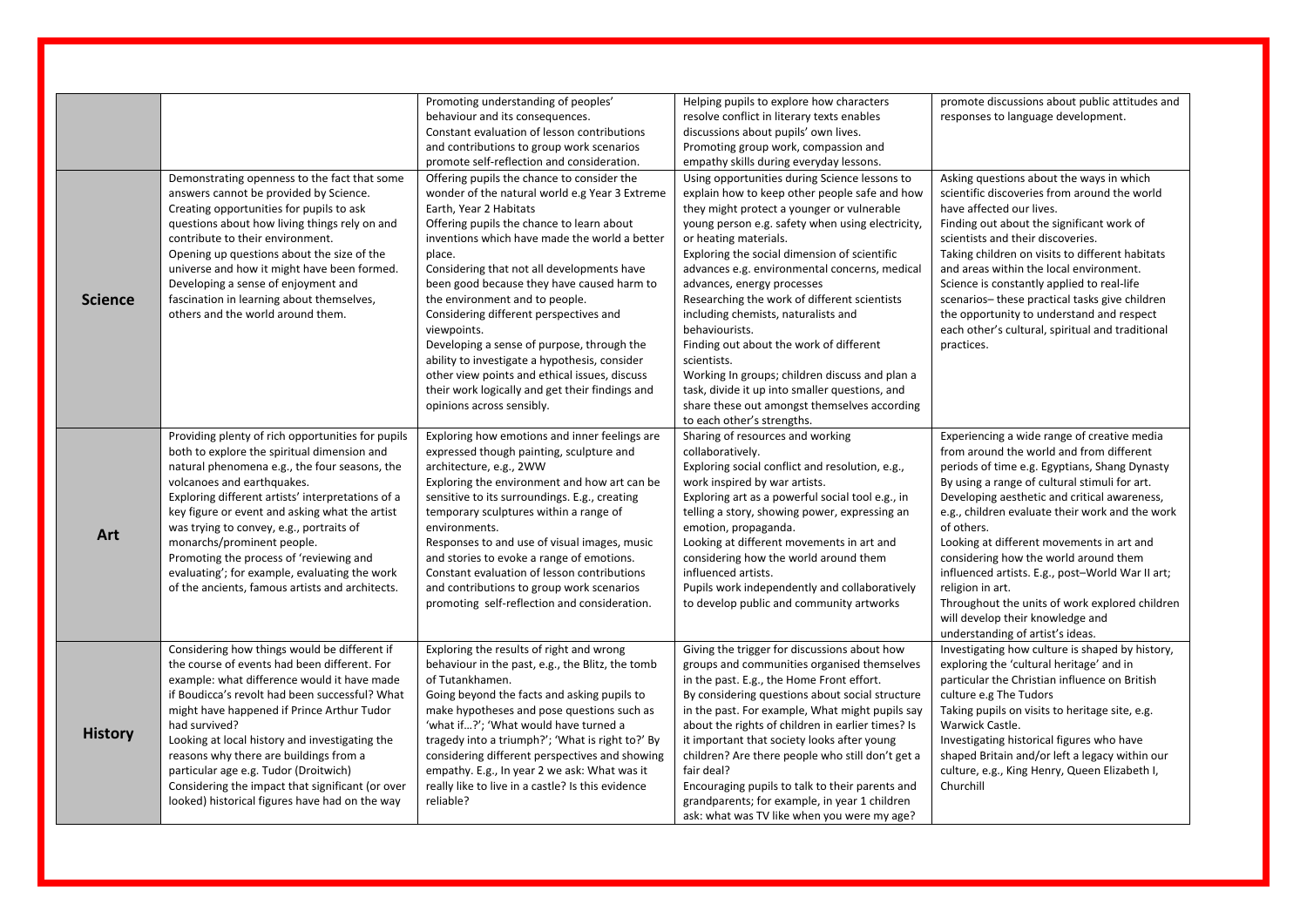| | | | | |
|---|---|---|---|---|
| | | Promoting understanding of peoples' behaviour and its consequences. Constant evaluation of lesson contributions and contributions to group work scenarios promote self-reflection and consideration. | Helping pupils to explore how characters resolve conflict in literary texts enables discussions about pupils' own lives. Promoting group work, compassion and empathy skills during everyday lessons. | promote discussions about public attitudes and responses to language development. |
| **Science** | Demonstrating openness to the fact that some answers cannot be provided by Science. Creating opportunities for pupils to ask questions about how living things rely on and contribute to their environment. Opening up questions about the size of the universe and how it might have been formed. Developing a sense of enjoyment and fascination in learning about themselves, others and the world around them. | Offering pupils the chance to consider the wonder of the natural world e.g Year 3 Extreme Earth, Year 2 Habitats Offering pupils the chance to learn about inventions which have made the world a better place. Considering that not all developments have been good because they have caused harm to the environment and to people. Considering different perspectives and viewpoints. Developing a sense of purpose, through the ability to investigate a hypothesis, consider other view points and ethical issues, discuss their work logically and get their findings and opinions across sensibly. | Using opportunities during Science lessons to explain how to keep other people safe and how they might protect a younger or vulnerable young person e.g. safety when using electricity, or heating materials. Exploring the social dimension of scientific advances e.g. environmental concerns, medical advances, energy processes Researching the work of different scientists including chemists, naturalists and behaviourists. Finding out about the work of different scientists. Working In groups; children discuss and plan a task, divide it up into smaller questions, and share these out amongst themselves according to each other's strengths. | Asking questions about the ways in which scientific discoveries from around the world have affected our lives. Finding out about the significant work of scientists and their discoveries. Taking children on visits to different habitats and areas within the local environment. Science is constantly applied to real-life scenarios– these practical tasks give children the opportunity to understand and respect each other's cultural, spiritual and traditional practices. |
| **Art** | Providing plenty of rich opportunities for pupils both to explore the spiritual dimension and natural phenomena e.g., the four seasons, the volcanoes and earthquakes. Exploring different artists' interpretations of a key figure or event and asking what the artist was trying to convey, e.g., portraits of monarchs/prominent people. Promoting the process of 'reviewing and evaluating'; for example, evaluating the work of the ancients, famous artists and architects. | Exploring how emotions and inner feelings are expressed though painting, sculpture and architecture, e.g., 2WW Exploring the environment and how art can be sensitive to its surroundings. E.g., creating temporary sculptures within a range of environments. Responses to and use of visual images, music and stories to evoke a range of emotions. Constant evaluation of lesson contributions and contributions to group work scenarios promoting self-reflection and consideration. | Sharing of resources and working collaboratively. Exploring social conflict and resolution, e.g., work inspired by war artists. Exploring art as a powerful social tool e.g., in telling a story, showing power, expressing an emotion, propaganda. Looking at different movements in art and considering how the world around them influenced artists. Pupils work independently and collaboratively to develop public and community artworks | Experiencing a wide range of creative media from around the world and from different periods of time e.g. Egyptians, Shang Dynasty By using a range of cultural stimuli for art. Developing aesthetic and critical awareness, e.g., children evaluate their work and the work of others. Looking at different movements in art and considering how the world around them influenced artists. E.g., post–World War II art; religion in art. Throughout the units of work explored children will develop their knowledge and understanding of artist's ideas. |
| **History** | Considering how things would be different if the course of events had been different. For example: what difference would it have made if Boudicca's revolt had been successful? What might have happened if Prince Arthur Tudor had survived? Looking at local history and investigating the reasons why there are buildings from a particular age e.g. Tudor (Droitwich) Considering the impact that significant (or over looked) historical figures have had on the way | Exploring the results of right and wrong behaviour in the past, e.g., the Blitz, the tomb of Tutankhamen. Going beyond the facts and asking pupils to make hypotheses and pose questions such as 'what if…?'; 'What would have turned a tragedy into a triumph?'; 'What is right to?' By considering different perspectives and showing empathy. E.g., In year 2 we ask: What was it really like to live in a castle? Is this evidence reliable? | Giving the trigger for discussions about how groups and communities organised themselves in the past. E.g., the Home Front effort. By considering questions about social structure in the past. For example, What might pupils say about the rights of children in earlier times? Is it important that society looks after young children? Are there people who still don't get a fair deal? Encouraging pupils to talk to their parents and grandparents; for example, in year 1 children ask: what was TV like when you were my age? | Investigating how culture is shaped by history, exploring the 'cultural heritage' and in particular the Christian influence on British culture e.g The Tudors Taking pupils on visits to heritage site, e.g. Warwick Castle. Investigating historical figures who have shaped Britain and/or left a legacy within our culture, e.g., King Henry, Queen Elizabeth I, Churchill |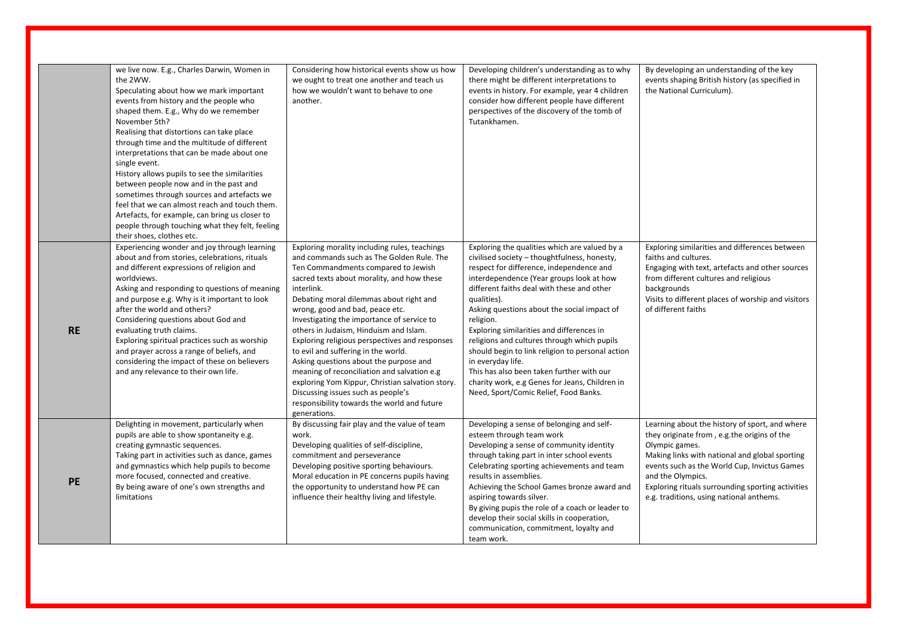| | | | | |
|---|---|---|---|---|
| | we live now. E.g., Charles Darwin, Women in the 2WW.<br>Speculating about how we mark important events from history and the people who shaped them. E.g., Why do we remember November 5th?<br>Realising that distortions can take place through time and the multitude of different interpretations that can be made about one single event.<br>History allows pupils to see the similarities between people now and in the past and sometimes through sources and artefacts we feel that we can almost reach and touch them. Artefacts, for example, can bring us closer to people through touching what they felt, feeling their shoes, clothes etc. | Considering how historical events show us how we ought to treat one another and teach us how we wouldn't want to behave to one another. | Developing children's understanding as to why there might be different interpretations to events in history. For example, year 4 children consider how different people have different perspectives of the discovery of the tomb of Tutankhamen. | By developing an understanding of the key events shaping British history (as specified in the National Curriculum). |
| **RE** | Experiencing wonder and joy through learning about and from stories, celebrations, rituals and different expressions of religion and worldviews.<br>Asking and responding to questions of meaning and purpose e.g. Why is it important to look after the world and others?<br>Considering questions about God and evaluating truth claims.<br>Exploring spiritual practices such as worship and prayer across a range of beliefs, and considering the impact of these on believers and any relevance to their own life. | Exploring morality including rules, teachings and commands such as The Golden Rule. The Ten Commandments compared to Jewish sacred texts about morality, and how these interlink.<br>Debating moral dilemmas about right and wrong, good and bad, peace etc.<br>Investigating the importance of service to others in Judaism, Hinduism and Islam.<br>Exploring religious perspectives and responses to evil and suffering in the world.<br>Asking questions about the purpose and meaning of reconciliation and salvation e.g exploring Yom Kippur, Christian salvation story.<br>Discussing issues such as people's responsibility towards the world and future generations. | Exploring the qualities which are valued by a civilised society – thoughtfulness, honesty, respect for difference, independence and interdependence (Year groups look at how different faiths deal with these and other qualities).<br>Asking questions about the social impact of religion.<br>Exploring similarities and differences in religions and cultures through which pupils should begin to link religion to personal action in everyday life.<br>This has also been taken further with our charity work, e.g Genes for Jeans, Children in Need, Sport/Comic Relief, Food Banks. | Exploring similarities and differences between faiths and cultures.<br>Engaging with text, artefacts and other sources from different cultures and religious backgrounds<br>Visits to different places of worship and visitors of different faiths |
| **PE** | Delighting in movement, particularly when pupils are able to show spontaneity e.g. creating gymnastic sequences.<br>Taking part in activities such as dance, games and gymnastics which help pupils to become more focused, connected and creative.<br>By being aware of one's own strengths and limitations | By discussing fair play and the value of team work.<br>Developing qualities of self-discipline, commitment and perseverance<br>Developing positive sporting behaviours.<br>Moral education in PE concerns pupils having the opportunity to understand how PE can influence their healthy living and lifestyle. | Developing a sense of belonging and self-esteem through team work<br>Developing a sense of community identity through taking part in inter school events<br>Celebrating sporting achievements and team results in assemblies.<br>Achieving the School Games bronze award and aspiring towards silver.<br>By giving pupils the role of a coach or leader to develop their social skills in cooperation, communication, commitment, loyalty and team work. | Learning about the history of sport, and where they originate from , e.g.the origins of the Olympic games.<br>Making links with national and global sporting events such as the World Cup, Invictus Games and the Olympics.<br>Exploring rituals surrounding sporting activities e.g. traditions, using national anthems. |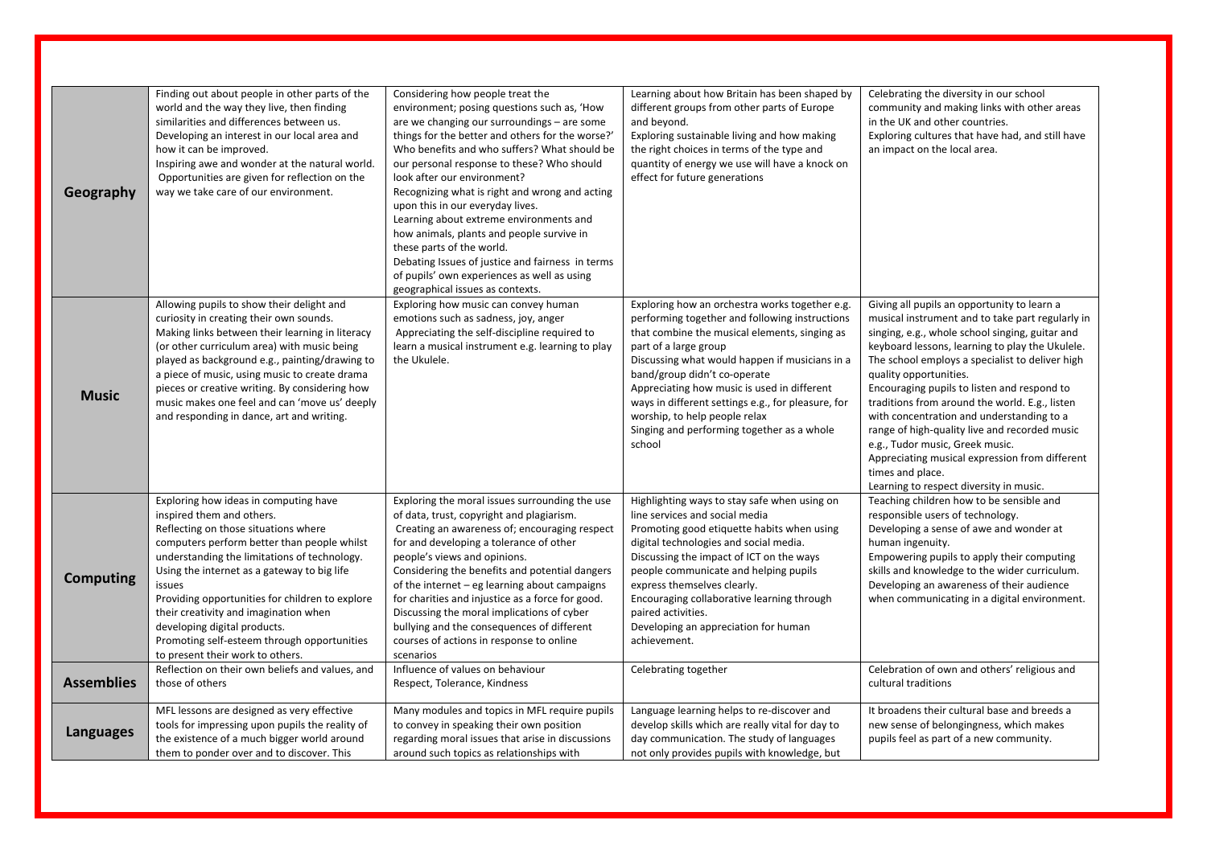| | | | | |
|---|---|---|---|---|
| **Geography** | Finding out about people in other parts of the world and the way they live, then finding similarities and differences between us.<br>Developing an interest in our local area and how it can be improved.<br>Inspiring awe and wonder at the natural world.<br>Opportunities are given for reflection on the way we take care of our environment. | Considering how people treat the environment; posing questions such as, 'How are we changing our surroundings – are some things for the better and others for the worse?' Who benefits and who suffers? What should be our personal response to these? Who should look after our environment?<br>Recognizing what is right and wrong and acting upon this in our everyday lives.<br>Learning about extreme environments and how animals, plants and people survive in these parts of the world.<br>Debating Issues of justice and fairness in terms of pupils' own experiences as well as using geographical issues as contexts. | Learning about how Britain has been shaped by different groups from other parts of Europe and beyond.<br>Exploring sustainable living and how making the right choices in terms of the type and quantity of energy we use will have a knock on effect for future generations | Celebrating the diversity in our school community and making links with other areas in the UK and other countries.<br>Exploring cultures that have had, and still have an impact on the local area. |
| **Music** | Allowing pupils to show their delight and curiosity in creating their own sounds.<br>Making links between their learning in literacy (or other curriculum area) with music being played as background e.g., painting/drawing to a piece of music, using music to create drama pieces or creative writing. By considering how music makes one feel and can 'move us' deeply and responding in dance, art and writing. | Exploring how music can convey human emotions such as sadness, joy, anger<br>Appreciating the self-discipline required to learn a musical instrument e.g. learning to play the Ukulele. | Exploring how an orchestra works together e.g. performing together and following instructions that combine the musical elements, singing as part of a large group<br>Discussing what would happen if musicians in a band/group didn't co-operate<br>Appreciating how music is used in different ways in different settings e.g., for pleasure, for worship, to help people relax<br>Singing and performing together as a whole school | Giving all pupils an opportunity to learn a musical instrument and to take part regularly in singing, e.g., whole school singing, guitar and keyboard lessons, learning to play the Ukulele. The school employs a specialist to deliver high quality opportunities.<br>Encouraging pupils to listen and respond to traditions from around the world. E.g., listen with concentration and understanding to a range of high-quality live and recorded music e.g., Tudor music, Greek music.<br>Appreciating musical expression from different times and place.<br>Learning to respect diversity in music. |
| **Computing** | Exploring how ideas in computing have inspired them and others.<br>Reflecting on those situations where computers perform better than people whilst understanding the limitations of technology.<br>Using the internet as a gateway to big life issues<br>Providing opportunities for children to explore their creativity and imagination when developing digital products.<br>Promoting self-esteem through opportunities to present their work to others. | Exploring the moral issues surrounding the use of data, trust, copyright and plagiarism.<br>Creating an awareness of; encouraging respect for and developing a tolerance of other people's views and opinions.<br>Considering the benefits and potential dangers of the internet – eg learning about campaigns for charities and injustice as a force for good.<br>Discussing the moral implications of cyber bullying and the consequences of different courses of actions in response to online scenarios | Highlighting ways to stay safe when using on line services and social media<br>Promoting good etiquette habits when using digital technologies and social media.<br>Discussing the impact of ICT on the ways people communicate and helping pupils express themselves clearly.<br>Encouraging collaborative learning through paired activities.<br>Developing an appreciation for human achievement. | Teaching children how to be sensible and responsible users of technology.<br>Developing a sense of awe and wonder at human ingenuity.<br>Empowering pupils to apply their computing skills and knowledge to the wider curriculum.<br>Developing an awareness of their audience when communicating in a digital environment. |
| **Assemblies** | Reflection on their own beliefs and values, and those of others | Influence of values on behaviour<br>Respect, Tolerance, Kindness | Celebrating together | Celebration of own and others' religious and cultural traditions |
| **Languages** | MFL lessons are designed as very effective tools for impressing upon pupils the reality of the existence of a much bigger world around them to ponder over and to discover. This | Many modules and topics in MFL require pupils to convey in speaking their own position regarding moral issues that arise in discussions around such topics as relationships with | Language learning helps to re-discover and develop skills which are really vital for day to day communication. The study of languages not only provides pupils with knowledge, but | It broadens their cultural base and breeds a new sense of belongingness, which makes pupils feel as part of a new community. |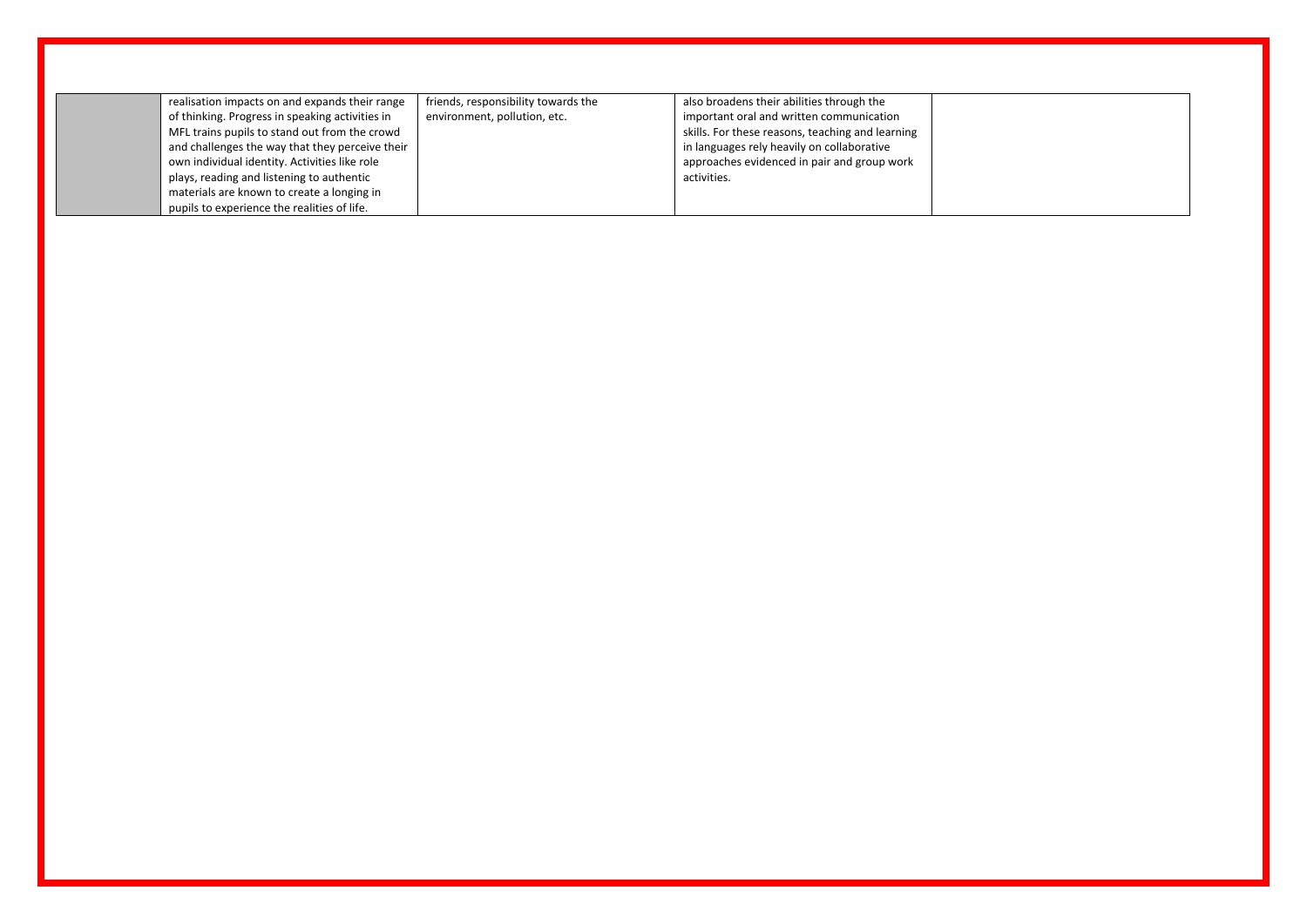| | | | | |
|---|---|---|---|---|
| | realisation impacts on and expands their range of thinking. Progress in speaking activities in MFL trains pupils to stand out from the crowd and challenges the way that they perceive their own individual identity. Activities like role plays, reading and listening to authentic materials are known to create a longing in pupils to experience the realities of life. | friends, responsibility towards the environment, pollution, etc. | also broadens their abilities through the important oral and written communication skills. For these reasons, teaching and learning in languages rely heavily on collaborative approaches evidenced in pair and group work activities. | |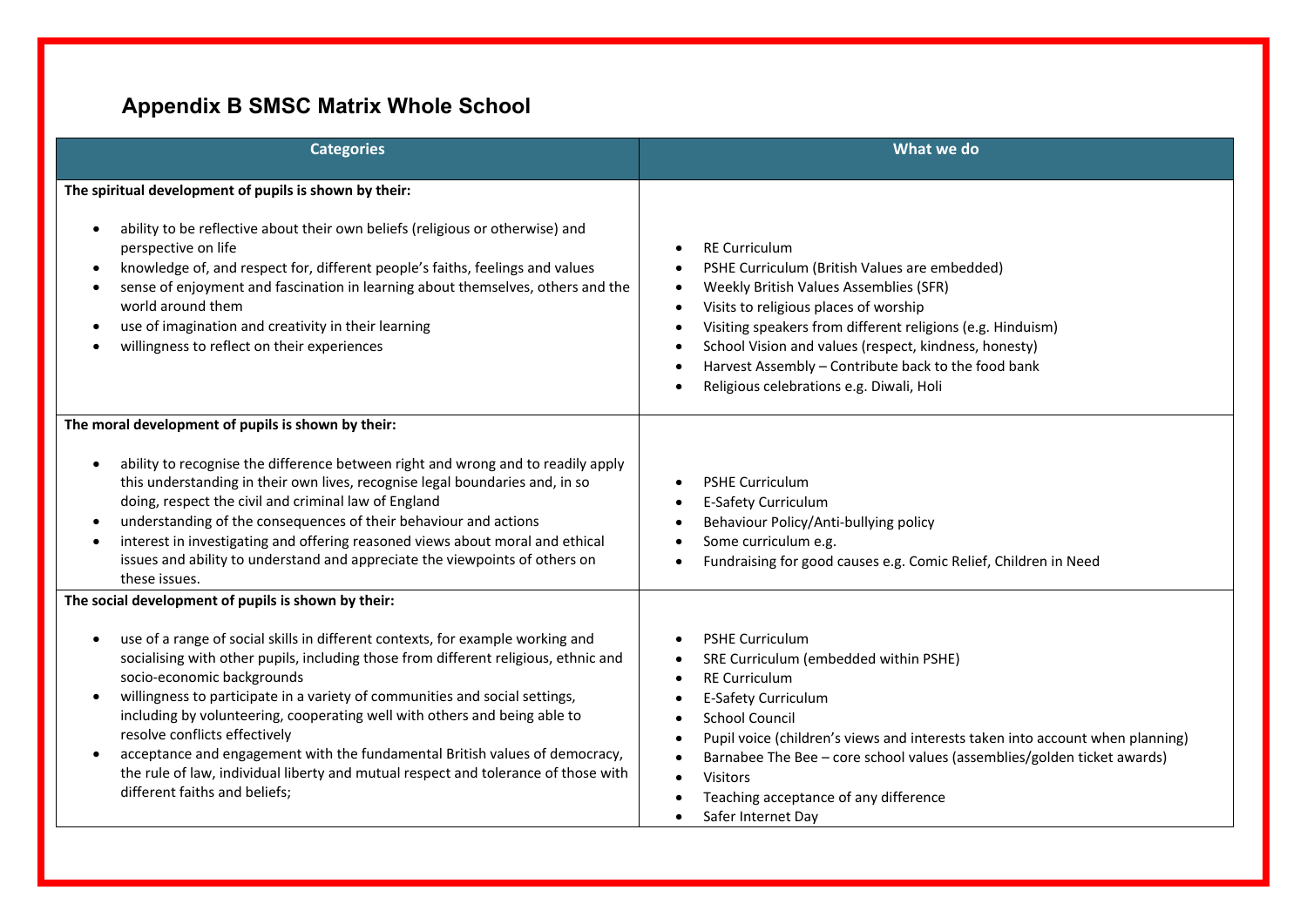## Appendix B SMSC Matrix Whole School

| Categories | What we do |
|---|---|
| **The spiritual development of pupils is shown by their:**<br><br>• ability to be reflective about their own beliefs (religious or otherwise) and perspective on life<br>• knowledge of, and respect for, different people's faiths, feelings and values<br>• sense of enjoyment and fascination in learning about themselves, others and the world around them<br>• use of imagination and creativity in their learning<br>• willingness to reflect on their experiences | • RE Curriculum<br>• PSHE Curriculum (British Values are embedded)<br>• Weekly British Values Assemblies (SFR)<br>• Visits to religious places of worship<br>• Visiting speakers from different religions (e.g. Hinduism)<br>• School Vision and values (respect, kindness, honesty)<br>• Harvest Assembly – Contribute back to the food bank<br>• Religious celebrations e.g. Diwali, Holi |
| **The moral development of pupils is shown by their:**<br><br>• ability to recognise the difference between right and wrong and to readily apply this understanding in their own lives, recognise legal boundaries and, in so doing, respect the civil and criminal law of England<br>• understanding of the consequences of their behaviour and actions<br>• interest in investigating and offering reasoned views about moral and ethical issues and ability to understand and appreciate the viewpoints of others on these issues. | • PSHE Curriculum<br>• E-Safety Curriculum<br>• Behaviour Policy/Anti-bullying policy<br>• Some curriculum e.g.<br>• Fundraising for good causes e.g. Comic Relief, Children in Need |
| **The social development of pupils is shown by their:**<br><br>• use of a range of social skills in different contexts, for example working and socialising with other pupils, including those from different religious, ethnic and socio-economic backgrounds<br>• willingness to participate in a variety of communities and social settings, including by volunteering, cooperating well with others and being able to resolve conflicts effectively<br>• acceptance and engagement with the fundamental British values of democracy, the rule of law, individual liberty and mutual respect and tolerance of those with different faiths and beliefs; | • PSHE Curriculum<br>• SRE Curriculum (embedded within PSHE)<br>• RE Curriculum<br>• E-Safety Curriculum<br>• School Council<br>• Pupil voice (children's views and interests taken into account when planning)<br>• Barnabee The Bee – core school values (assemblies/golden ticket awards)<br>• Visitors<br>• Teaching acceptance of any difference<br>• Safer Internet Day |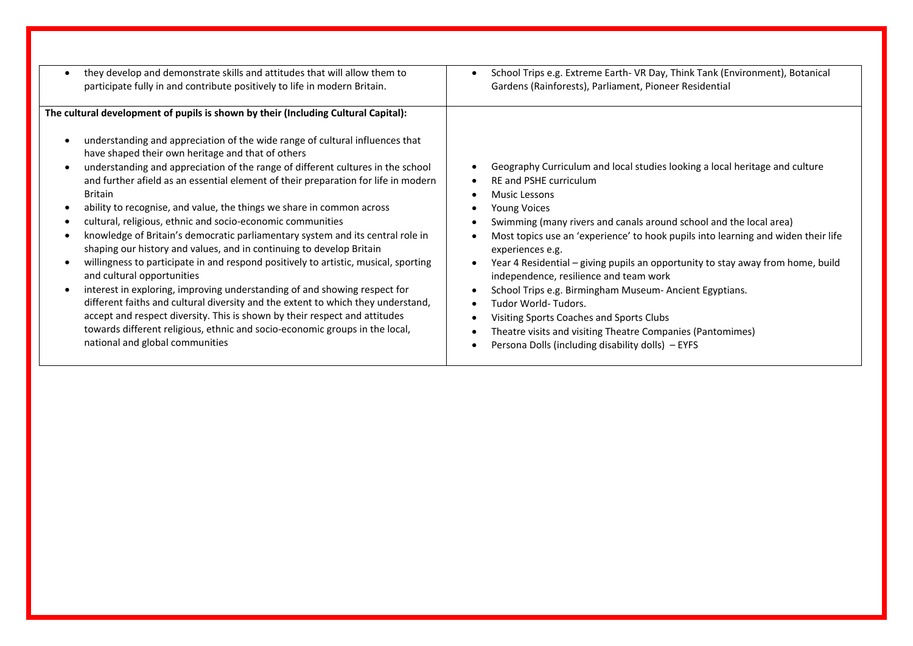| | |
|---|---|
| • they develop and demonstrate skills and attitudes that will allow them to participate fully in and contribute positively to life in modern Britain. | • School Trips e.g. Extreme Earth- VR Day, Think Tank (Environment), Botanical Gardens (Rainforests), Parliament, Pioneer Residential |
| **The cultural development of pupils is shown by their (Including Cultural Capital):**<br><br>• understanding and appreciation of the wide range of cultural influences that have shaped their own heritage and that of others<br>• understanding and appreciation of the range of different cultures in the school and further afield as an essential element of their preparation for life in modern Britain<br>• ability to recognise, and value, the things we share in common across<br>• cultural, religious, ethnic and socio-economic communities<br>• knowledge of Britain's democratic parliamentary system and its central role in shaping our history and values, and in continuing to develop Britain<br>• willingness to participate in and respond positively to artistic, musical, sporting and cultural opportunities<br>• interest in exploring, improving understanding of and showing respect for different faiths and cultural diversity and the extent to which they understand, accept and respect diversity. This is shown by their respect and attitudes towards different religious, ethnic and socio-economic groups in the local, national and global communities | • Geography Curriculum and local studies looking a local heritage and culture<br>• RE and PSHE curriculum<br>• Music Lessons<br>• Young Voices<br>• Swimming (many rivers and canals around school and the local area)<br>• Most topics use an 'experience' to hook pupils into learning and widen their life experiences e.g.<br>• Year 4 Residential – giving pupils an opportunity to stay away from home, build independence, resilience and team work<br>• School Trips e.g. Birmingham Museum- Ancient Egyptians.<br>• Tudor World- Tudors.<br>• Visiting Sports Coaches and Sports Clubs<br>• Theatre visits and visiting Theatre Companies (Pantomimes)<br>• Persona Dolls (including disability dolls) – EYFS |